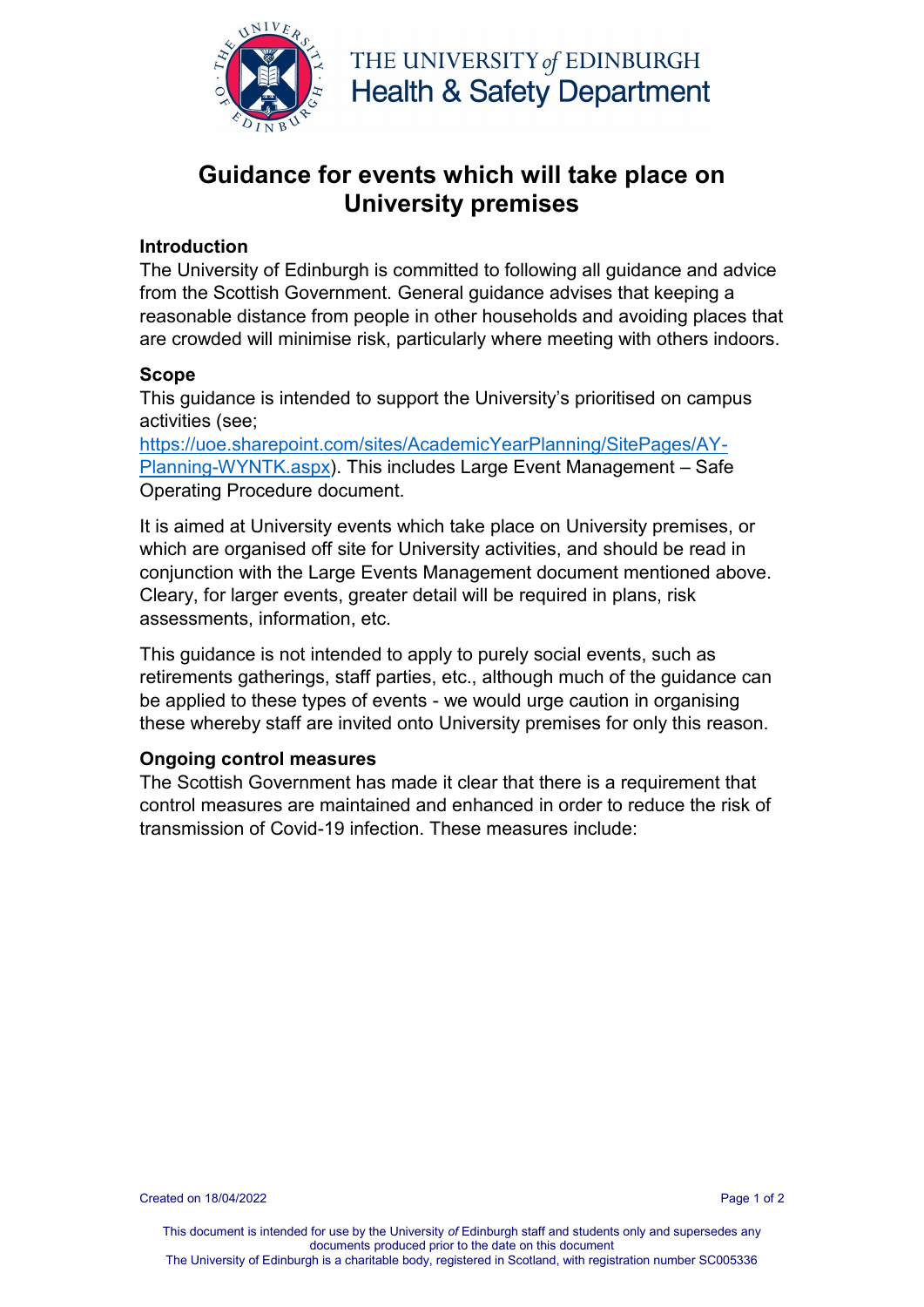THE UNIVERSITY *of* EDINBURGH
Health & Safety Department

# Guidance for events which will take place on University premises

## Introduction

The University of Edinburgh is committed to following all guidance and advice from the Scottish Government. General guidance advises that keeping a reasonable distance from people in other households and avoiding places that are crowded will minimise risk, particularly where meeting with others indoors.

## Scope

This guidance is intended to support the University's prioritised on campus activities (see; [https://uoe.sharepoint.com/sites/AcademicYearPlanning/SitePages/AY-Planning-WYNTK.aspx](https://uoe.sharepoint.com/sites/AcademicYearPlanning/SitePages/AY-Planning-WYNTK.aspx)). This includes Large Event Management – Safe Operating Procedure document.

It is aimed at University events which take place on University premises, or which are organised off site for University activities, and should be read in conjunction with the Large Events Management document mentioned above. Cleary, for larger events, greater detail will be required in plans, risk assessments, information, etc.

This guidance is not intended to apply to purely social events, such as retirements gatherings, staff parties, etc., although much of the guidance can be applied to these types of events - we would urge caution in organising these whereby staff are invited onto University premises for only this reason.

## Ongoing control measures

The Scottish Government has made it clear that there is a requirement that control measures are maintained and enhanced in order to reduce the risk of transmission of Covid-19 infection. These measures include: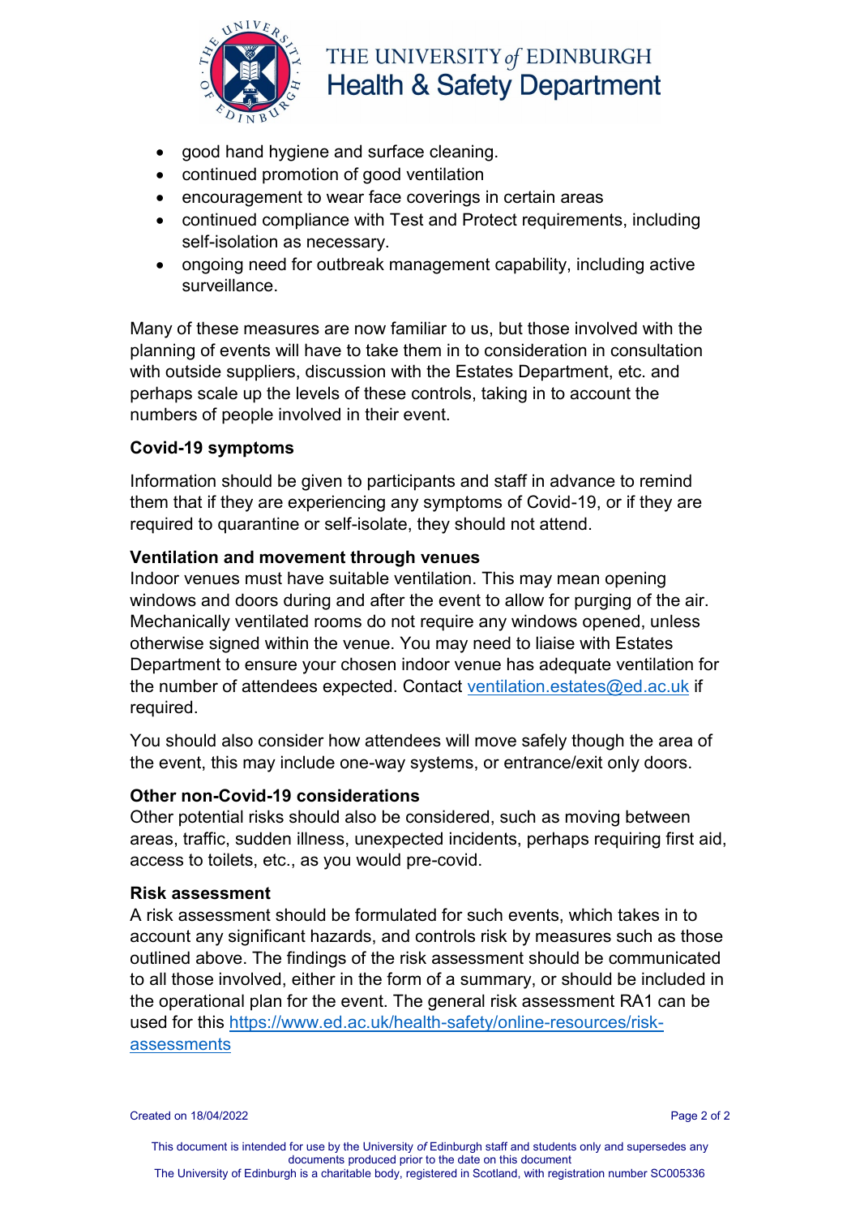- good hand hygiene and surface cleaning.
- continued promotion of good ventilation
- encouragement to wear face coverings in certain areas
- continued compliance with Test and Protect requirements, including self-isolation as necessary.
- ongoing need for outbreak management capability, including active surveillance.

Many of these measures are now familiar to us, but those involved with the planning of events will have to take them in to consideration in consultation with outside suppliers, discussion with the Estates Department, etc. and perhaps scale up the levels of these controls, taking in to account the numbers of people involved in their event.

**Covid-19 symptoms**

Information should be given to participants and staff in advance to remind them that if they are experiencing any symptoms of Covid-19, or if they are required to quarantine or self-isolate, they should not attend.

**Ventilation and movement through venues**

Indoor venues must have suitable ventilation. This may mean opening windows and doors during and after the event to allow for purging of the air. Mechanically ventilated rooms do not require any windows opened, unless otherwise signed within the venue. You may need to liaise with Estates Department to ensure your chosen indoor venue has adequate ventilation for the number of attendees expected. Contact ventilation.estates@ed.ac.uk if required.

You should also consider how attendees will move safely though the area of the event, this may include one-way systems, or entrance/exit only doors.

**Other non-Covid-19 considerations**

Other potential risks should also be considered, such as moving between areas, traffic, sudden illness, unexpected incidents, perhaps requiring first aid, access to toilets, etc., as you would pre-covid.

**Risk assessment**

A risk assessment should be formulated for such events, which takes in to account any significant hazards, and controls risk by measures such as those outlined above. The findings of the risk assessment should be communicated to all those involved, either in the form of a summary, or should be included in the operational plan for the event. The general risk assessment RA1 can be used for this https://www.ed.ac.uk/health-safety/online-resources/risk-assessments